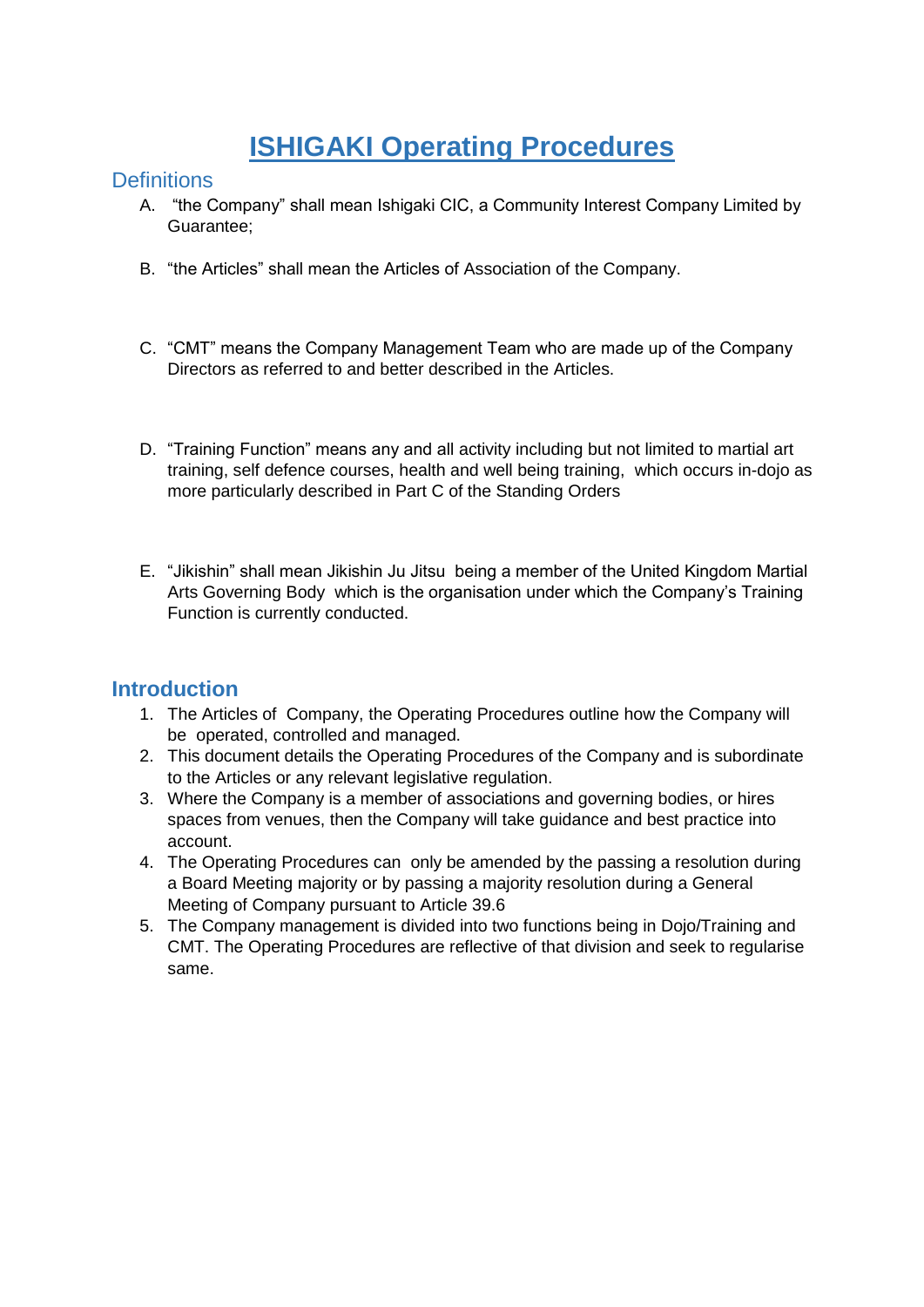# ISHIGAKI Operating Procedures

## Definitions

A. "the Company" shall mean Ishigaki CIC, a Community Interest Company Limited by Guarantee;

B. "the Articles" shall mean the Articles of Association of the Company.

C. "CMT" means the Company Management Team who are made up of the Company Directors as referred to and better described in the Articles.

D. "Training Function" means any and all activity including but not limited to martial art training, self defence courses, health and well being training, which occurs in-dojo as more particularly described in Part C of the Standing Orders

E. "Jikishin" shall mean Jikishin Ju Jitsu being a member of the United Kingdom Martial Arts Governing Body which is the organisation under which the Company's Training Function is currently conducted.

## Introduction

1. The Articles of Company, the Operating Procedures outline how the Company will be operated, controlled and managed.
2. This document details the Operating Procedures of the Company and is subordinate to the Articles or any relevant legislative regulation.
3. Where the Company is a member of associations and governing bodies, or hires spaces from venues, then the Company will take guidance and best practice into account.
4. The Operating Procedures can only be amended by the passing a resolution during a Board Meeting majority or by passing a majority resolution during a General Meeting of Company pursuant to Article 39.6
5. The Company management is divided into two functions being in Dojo/Training and CMT. The Operating Procedures are reflective of that division and seek to regularise same.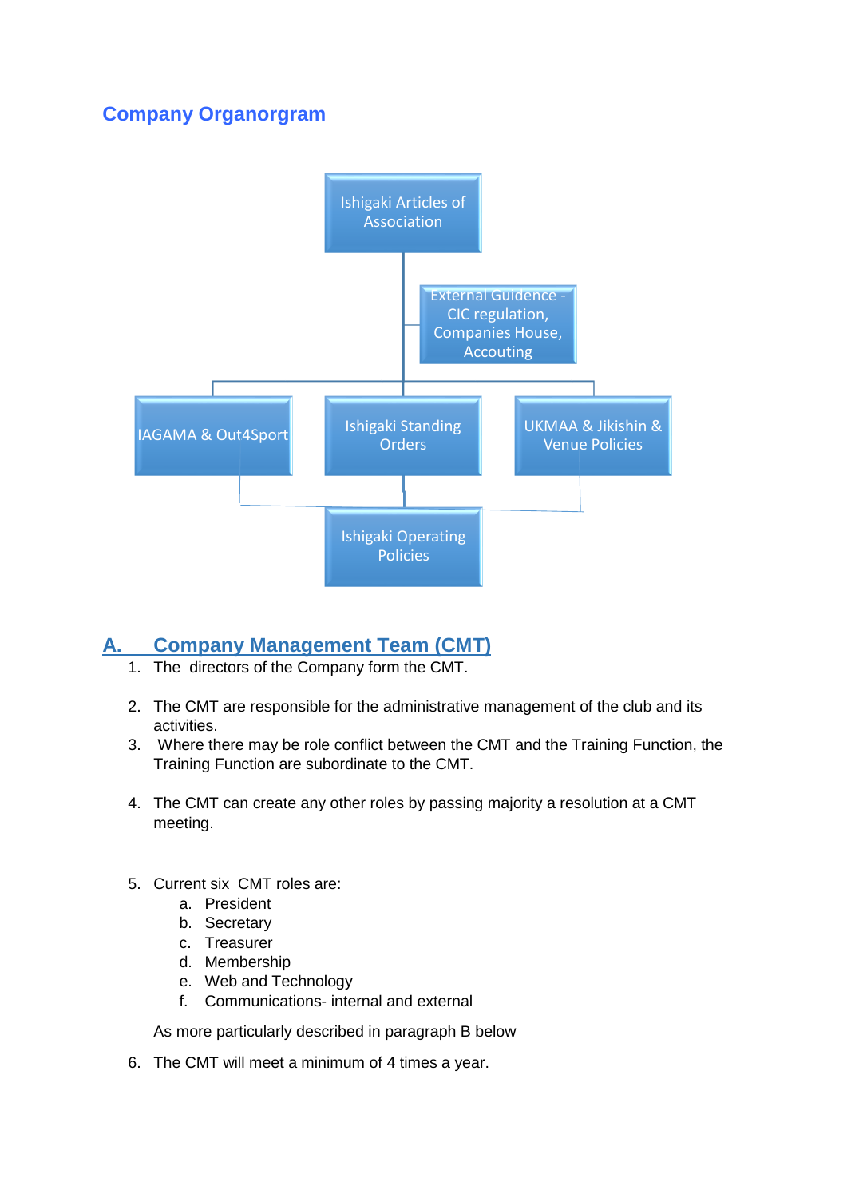## Company Organorgram

- Ishigaki Articles of Association
  - External Guidence - CIC regulation, Companies House, Accouting
  - IAGAMA & Out4Sport
  - Ishigaki Standing Orders
  - UKMAA & Jikishin & Venue Policies
    - Ishigaki Operating Policies

## A. Company Management Team (CMT)

1. The directors of the Company form the CMT.

2. The CMT are responsible for the administrative management of the club and its activities.
3. Where there may be role conflict between the CMT and the Training Function, the Training Function are subordinate to the CMT.

4. The CMT can create any other roles by passing majority a resolution at a CMT meeting.

5. Current six CMT roles are:
   a. President
   b. Secretary
   c. Treasurer
   d. Membership
   e. Web and Technology
   f. Communications- internal and external

   As more particularly described in paragraph B below

6. The CMT will meet a minimum of 4 times a year.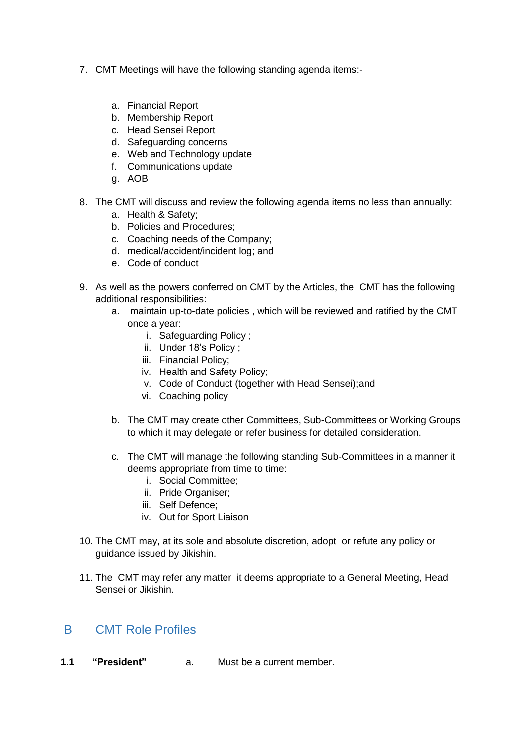7. CMT Meetings will have the following standing agenda items:-

   a. Financial Report
   b. Membership Report
   c. Head Sensei Report
   d. Safeguarding concerns
   e. Web and Technology update
   f. Communications update
   g. AOB

8. The CMT will discuss and review the following agenda items no less than annually:
   a. Health & Safety;
   b. Policies and Procedures;
   c. Coaching needs of the Company;
   d. medical/accident/incident log; and
   e. Code of conduct

9. As well as the powers conferred on CMT by the Articles, the CMT has the following additional responsibilities:
   a. maintain up-to-date policies , which will be reviewed and ratified by the CMT once a year:
      i. Safeguarding Policy ;
      ii. Under 18's Policy ;
      iii. Financial Policy;
      iv. Health and Safety Policy;
      v. Code of Conduct (together with Head Sensei);and
      vi. Coaching policy

   b. The CMT may create other Committees, Sub-Committees or Working Groups to which it may delegate or refer business for detailed consideration.

   c. The CMT will manage the following standing Sub-Committees in a manner it deems appropriate from time to time:
      i. Social Committee;
      ii. Pride Organiser;
      iii. Self Defence;
      iv. Out for Sport Liaison

10. The CMT may, at its sole and absolute discretion, adopt or refute any policy or guidance issued by Jikishin.

11. The CMT may refer any matter it deems appropriate to a General Meeting, Head Sensei or Jikishin.

## B CMT Role Profiles

**1.1 "President"** a. Must be a current member.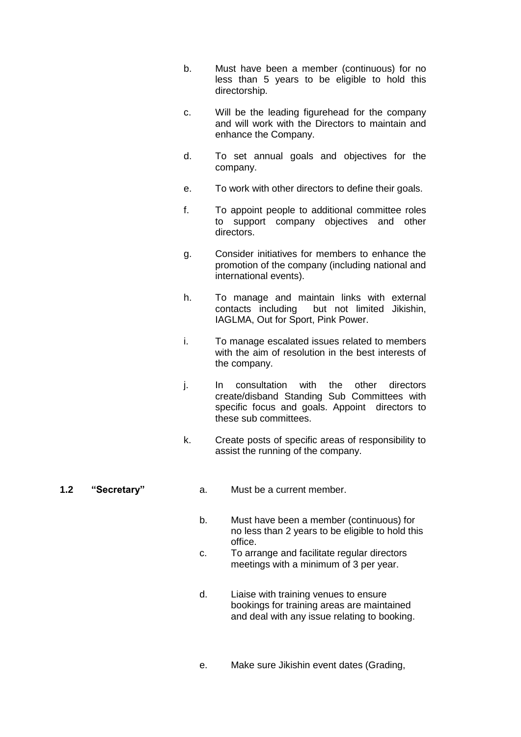b. Must have been a member (continuous) for no less than 5 years to be eligible to hold this directorship.

c. Will be the leading figurehead for the company and will work with the Directors to maintain and enhance the Company.

d. To set annual goals and objectives for the company.

e. To work with other directors to define their goals.

f. To appoint people to additional committee roles to support company objectives and other directors.

g. Consider initiatives for members to enhance the promotion of the company (including national and international events).

h. To manage and maintain links with external contacts including but not limited Jikishin, IAGLMA, Out for Sport, Pink Power.

i. To manage escalated issues related to members with the aim of resolution in the best interests of the company.

j. In consultation with the other directors create/disband Standing Sub Committees with specific focus and goals. Appoint directors to these sub committees.

k. Create posts of specific areas of responsibility to assist the running of the company.

**1.2 "Secretary"**

a. Must be a current member.

b. Must have been a member (continuous) for no less than 2 years to be eligible to hold this office.

c. To arrange and facilitate regular directors meetings with a minimum of 3 per year.

d. Liaise with training venues to ensure bookings for training areas are maintained and deal with any issue relating to booking.

e. Make sure Jikishin event dates (Grading,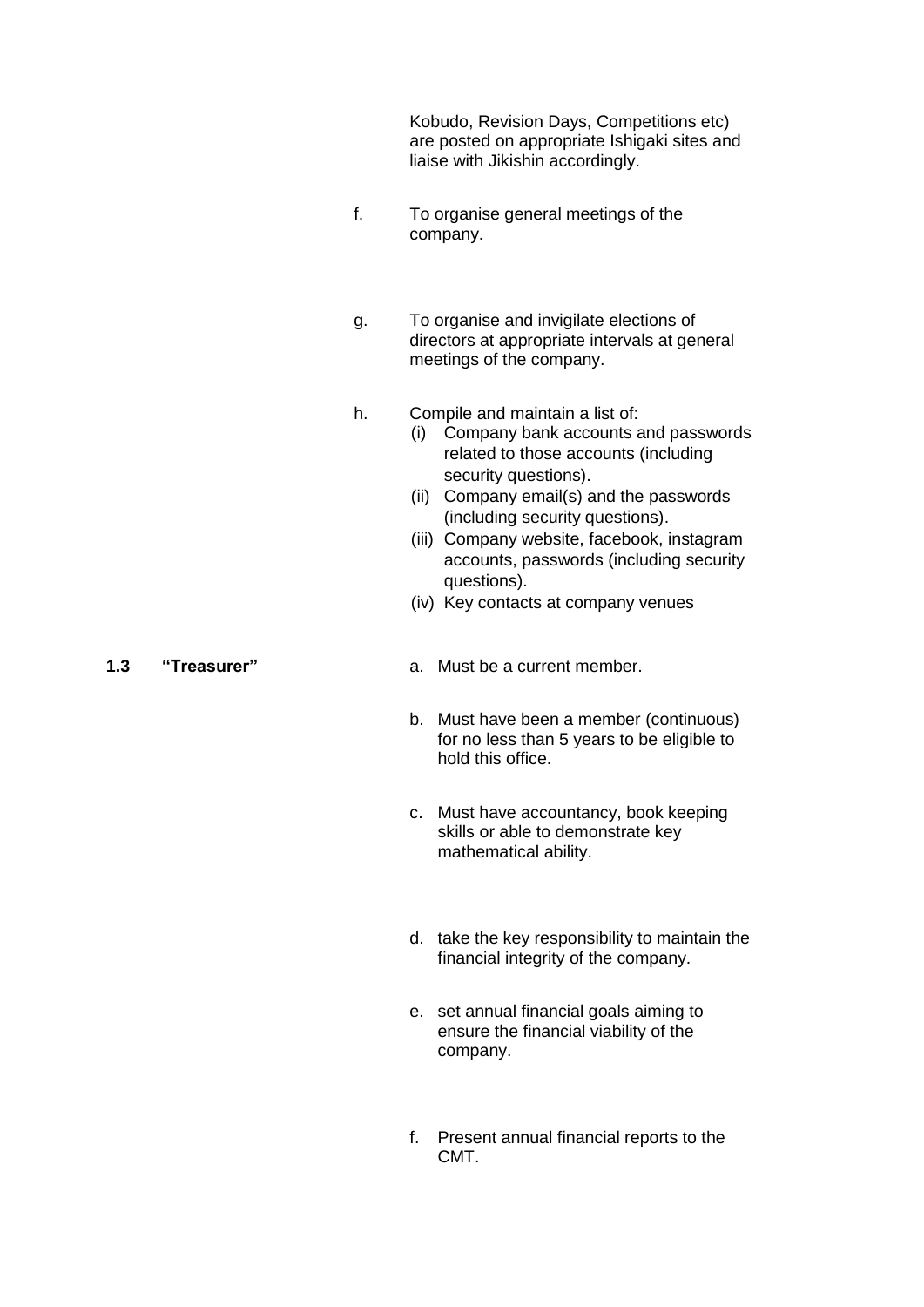Kobudo, Revision Days, Competitions etc) are posted on appropriate Ishigaki sites and liaise with Jikishin accordingly.

f. To organise general meetings of the company.

g. To organise and invigilate elections of directors at appropriate intervals at general meetings of the company.

h. Compile and maintain a list of:
   (i) Company bank accounts and passwords related to those accounts (including security questions).
   (ii) Company email(s) and the passwords (including security questions).
   (iii) Company website, facebook, instagram accounts, passwords (including security questions).
   (iv) Key contacts at company venues

**1.3 "Treasurer"**

a. Must be a current member.

b. Must have been a member (continuous) for no less than 5 years to be eligible to hold this office.

c. Must have accountancy, book keeping skills or able to demonstrate key mathematical ability.

d. take the key responsibility to maintain the financial integrity of the company.

e. set annual financial goals aiming to ensure the financial viability of the company.

f. Present annual financial reports to the CMT.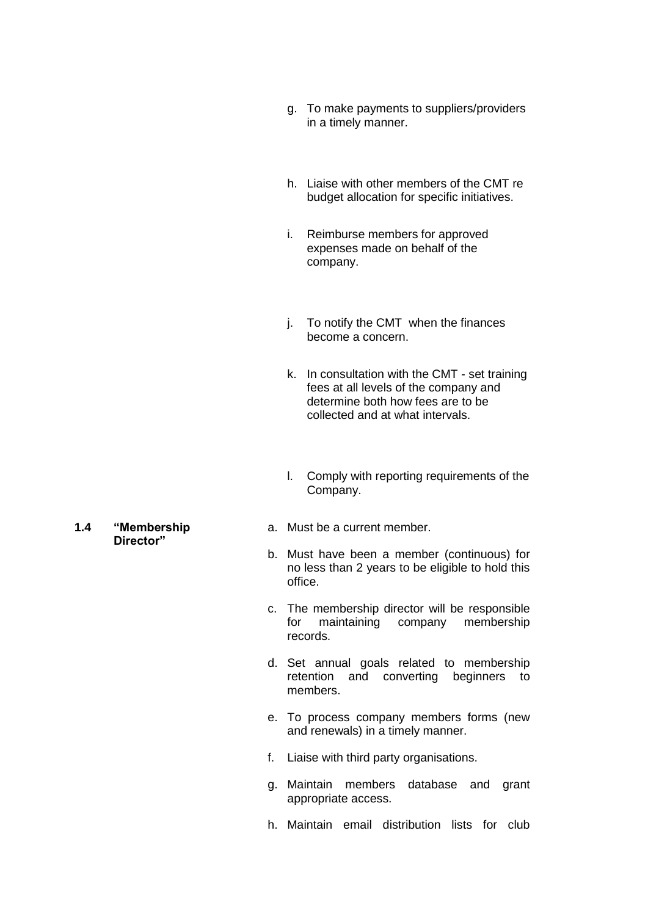g. To make payments to suppliers/providers in a timely manner.

h. Liaise with other members of the CMT re budget allocation for specific initiatives.

i. Reimburse members for approved expenses made on behalf of the company.

j. To notify the CMT when the finances become a concern.

k. In consultation with the CMT - set training fees at all levels of the company and determine both how fees are to be collected and at what intervals.

l. Comply with reporting requirements of the Company.

**1.4 "Membership Director"**

a. Must be a current member.

b. Must have been a member (continuous) for no less than 2 years to be eligible to hold this office.

c. The membership director will be responsible for maintaining company membership records.

d. Set annual goals related to membership retention and converting beginners to members.

e. To process company members forms (new and renewals) in a timely manner.

f. Liaise with third party organisations.

g. Maintain members database and grant appropriate access.

h. Maintain email distribution lists for club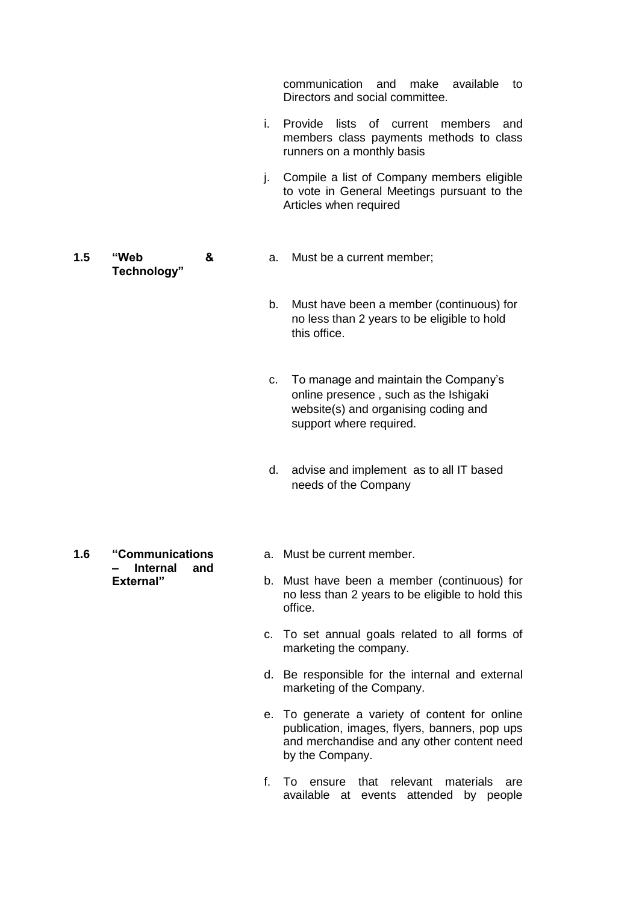communication and make available to Directors and social committee.

i. Provide lists of current members and members class payments methods to class runners on a monthly basis

j. Compile a list of Company members eligible to vote in General Meetings pursuant to the Articles when required

**1.5 "Web & Technology"**

a. Must be a current member;

b. Must have been a member (continuous) for no less than 2 years to be eligible to hold this office.

c. To manage and maintain the Company's online presence , such as the Ishigaki website(s) and organising coding and support where required.

d. advise and implement as to all IT based needs of the Company

**1.6 "Communications – Internal and External"**

a. Must be current member.

b. Must have been a member (continuous) for no less than 2 years to be eligible to hold this office.

c. To set annual goals related to all forms of marketing the company.

d. Be responsible for the internal and external marketing of the Company.

e. To generate a variety of content for online publication, images, flyers, banners, pop ups and merchandise and any other content need by the Company.

f. To ensure that relevant materials are available at events attended by people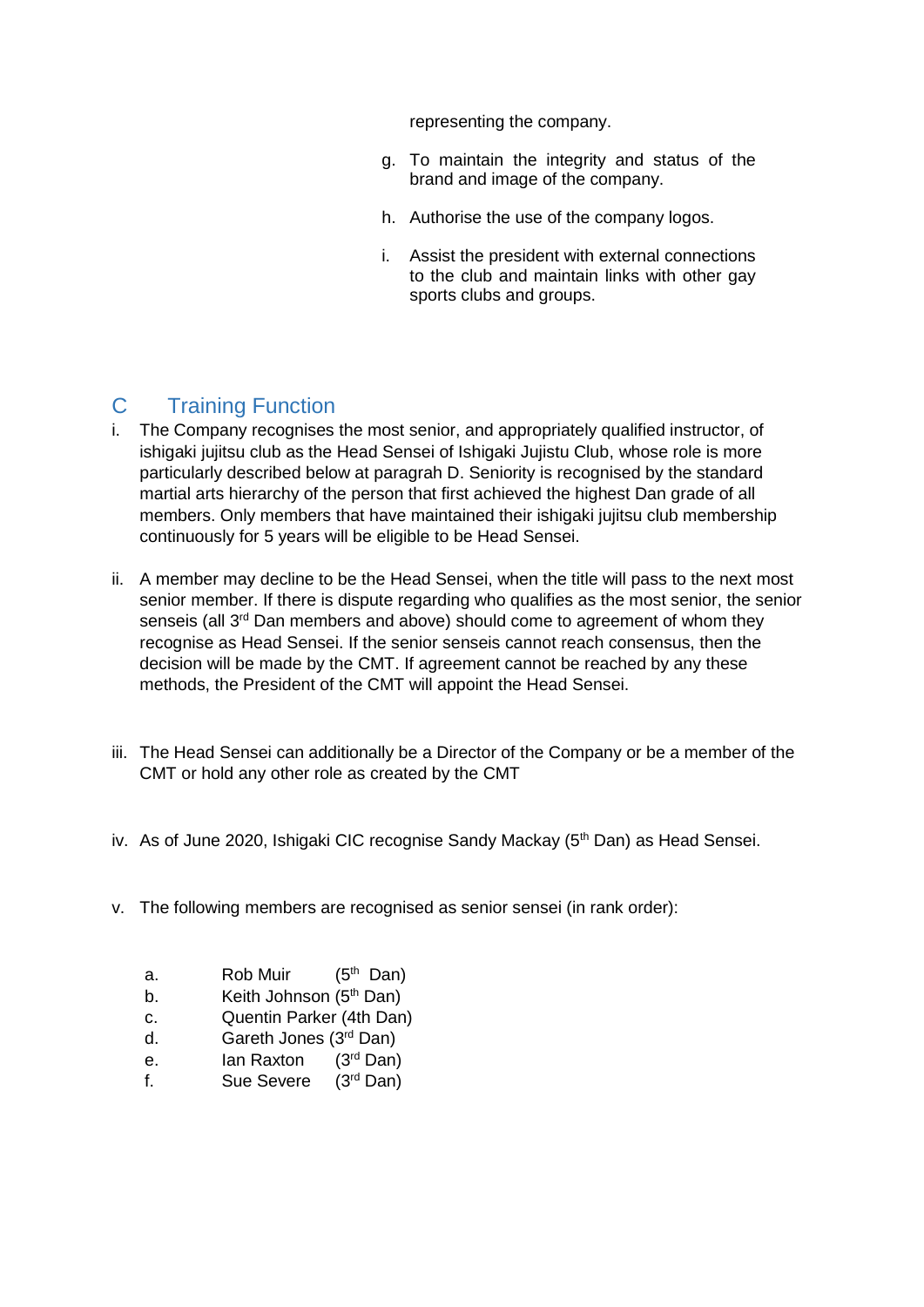representing the company.

g. To maintain the integrity and status of the brand and image of the company.

h. Authorise the use of the company logos.

i. Assist the president with external connections to the club and maintain links with other gay sports clubs and groups.

## C Training Function

i. The Company recognises the most senior, and appropriately qualified instructor, of ishigaki jujitsu club as the Head Sensei of Ishigaki Jujistu Club, whose role is more particularly described below at paragrah D. Seniority is recognised by the standard martial arts hierarchy of the person that first achieved the highest Dan grade of all members. Only members that have maintained their ishigaki jujitsu club membership continuously for 5 years will be eligible to be Head Sensei.

ii. A member may decline to be the Head Sensei, when the title will pass to the next most senior member. If there is dispute regarding who qualifies as the most senior, the senior senseis (all 3rd Dan members and above) should come to agreement of whom they recognise as Head Sensei. If the senior senseis cannot reach consensus, then the decision will be made by the CMT. If agreement cannot be reached by any these methods, the President of the CMT will appoint the Head Sensei.

iii. The Head Sensei can additionally be a Director of the Company or be a member of the CMT or hold any other role as created by the CMT

iv. As of June 2020, Ishigaki CIC recognise Sandy Mackay (5th Dan) as Head Sensei.

v. The following members are recognised as senior sensei (in rank order):

a. Rob Muir (5th Dan)
b. Keith Johnson (5th Dan)
c. Quentin Parker (4th Dan)
d. Gareth Jones (3rd Dan)
e. Ian Raxton (3rd Dan)
f. Sue Severe (3rd Dan)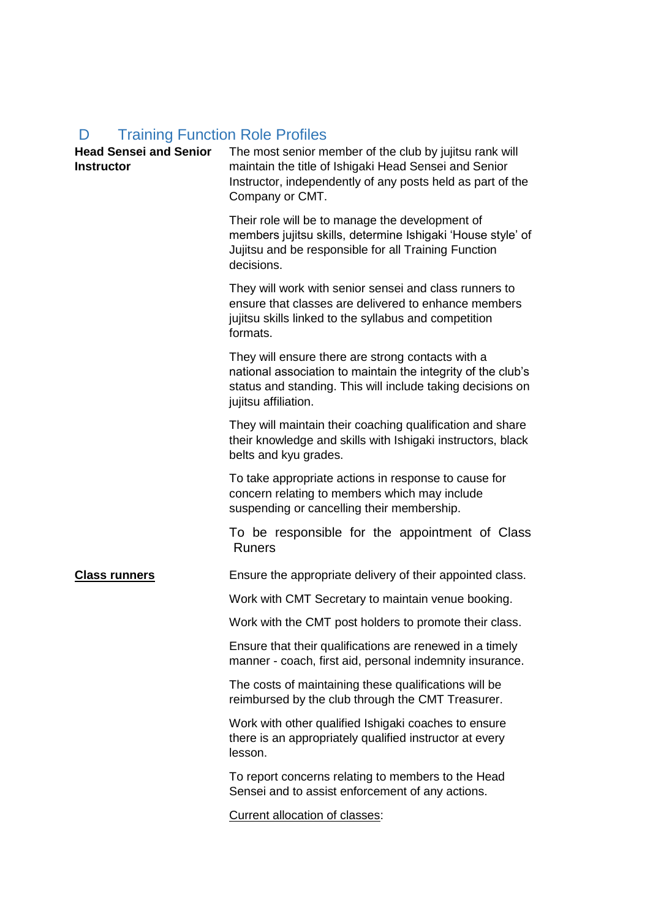## D Training Function Role Profiles

**Head Sensei and Senior Instructor**

The most senior member of the club by jujitsu rank will maintain the title of Ishigaki Head Sensei and Senior Instructor, independently of any posts held as part of the Company or CMT.

Their role will be to manage the development of members jujitsu skills, determine Ishigaki 'House style' of Jujitsu and be responsible for all Training Function decisions.

They will work with senior sensei and class runners to ensure that classes are delivered to enhance members jujitsu skills linked to the syllabus and competition formats.

They will ensure there are strong contacts with a national association to maintain the integrity of the club's status and standing. This will include taking decisions on jujitsu affiliation.

They will maintain their coaching qualification and share their knowledge and skills with Ishigaki instructors, black belts and kyu grades.

To take appropriate actions in response to cause for concern relating to members which may include suspending or cancelling their membership.

To be responsible for the appointment of Class Runers

**<u>Class runners</u>**

Ensure the appropriate delivery of their appointed class.

Work with CMT Secretary to maintain venue booking.

Work with the CMT post holders to promote their class.

Ensure that their qualifications are renewed in a timely manner - coach, first aid, personal indemnity insurance.

The costs of maintaining these qualifications will be reimbursed by the club through the CMT Treasurer.

Work with other qualified Ishigaki coaches to ensure there is an appropriately qualified instructor at every lesson.

To report concerns relating to members to the Head Sensei and to assist enforcement of any actions.

<u>Current allocation of classes</u>: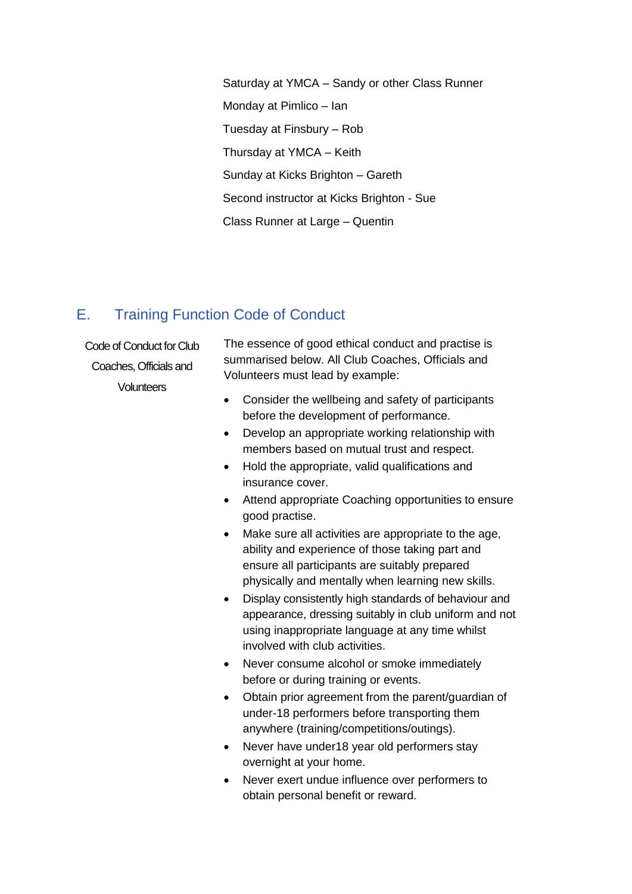Saturday at YMCA – Sandy or other Class Runner

Monday at Pimlico – Ian

Tuesday at Finsbury – Rob

Thursday at YMCA – Keith

Sunday at Kicks Brighton – Gareth

Second instructor at Kicks Brighton - Sue

Class Runner at Large – Quentin

## E. Training Function Code of Conduct

**Code of Conduct for Club Coaches, Officials and Volunteers**

The essence of good ethical conduct and practise is summarised below. All Club Coaches, Officials and Volunteers must lead by example:

- Consider the wellbeing and safety of participants before the development of performance.
- Develop an appropriate working relationship with members based on mutual trust and respect.
- Hold the appropriate, valid qualifications and insurance cover.
- Attend appropriate Coaching opportunities to ensure good practise.
- Make sure all activities are appropriate to the age, ability and experience of those taking part and ensure all participants are suitably prepared physically and mentally when learning new skills.
- Display consistently high standards of behaviour and appearance, dressing suitably in club uniform and not using inappropriate language at any time whilst involved with club activities.
- Never consume alcohol or smoke immediately before or during training or events.
- Obtain prior agreement from the parent/guardian of under-18 performers before transporting them anywhere (training/competitions/outings).
- Never have under18 year old performers stay overnight at your home.
- Never exert undue influence over performers to obtain personal benefit or reward.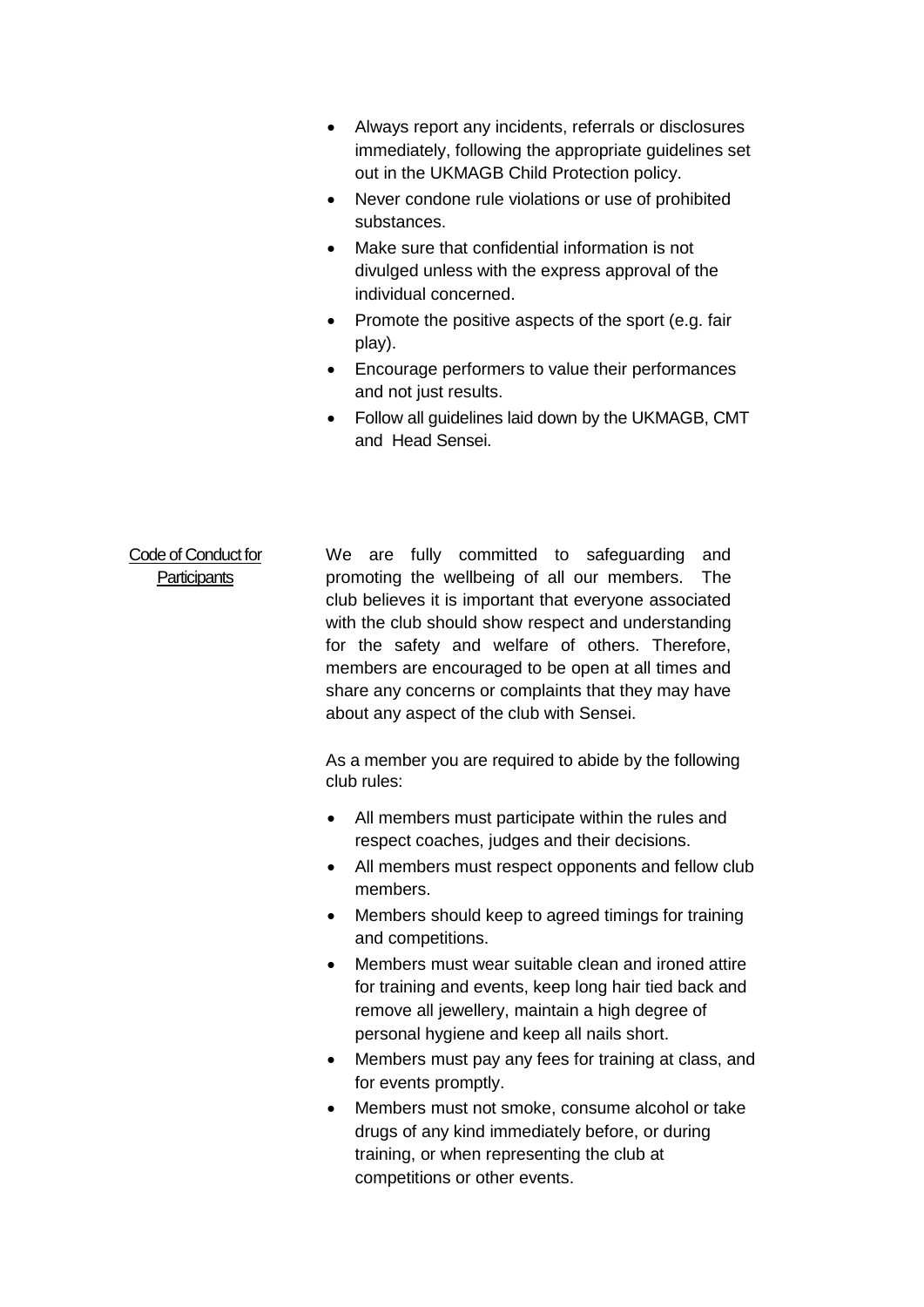- Always report any incidents, referrals or disclosures immediately, following the appropriate guidelines set out in the UKMAGB Child Protection policy.
- Never condone rule violations or use of prohibited substances.
- Make sure that confidential information is not divulged unless with the express approval of the individual concerned.
- Promote the positive aspects of the sport (e.g. fair play).
- Encourage performers to value their performances and not just results.
- Follow all guidelines laid down by the UKMAGB, CMT and Head Sensei.

## Code of Conduct for Participants

We are fully committed to safeguarding and promoting the wellbeing of all our members. The club believes it is important that everyone associated with the club should show respect and understanding for the safety and welfare of others. Therefore, members are encouraged to be open at all times and share any concerns or complaints that they may have about any aspect of the club with Sensei.

As a member you are required to abide by the following club rules:

- All members must participate within the rules and respect coaches, judges and their decisions.
- All members must respect opponents and fellow club members.
- Members should keep to agreed timings for training and competitions.
- Members must wear suitable clean and ironed attire for training and events, keep long hair tied back and remove all jewellery, maintain a high degree of personal hygiene and keep all nails short.
- Members must pay any fees for training at class, and for events promptly.
- Members must not smoke, consume alcohol or take drugs of any kind immediately before, or during training, or when representing the club at competitions or other events.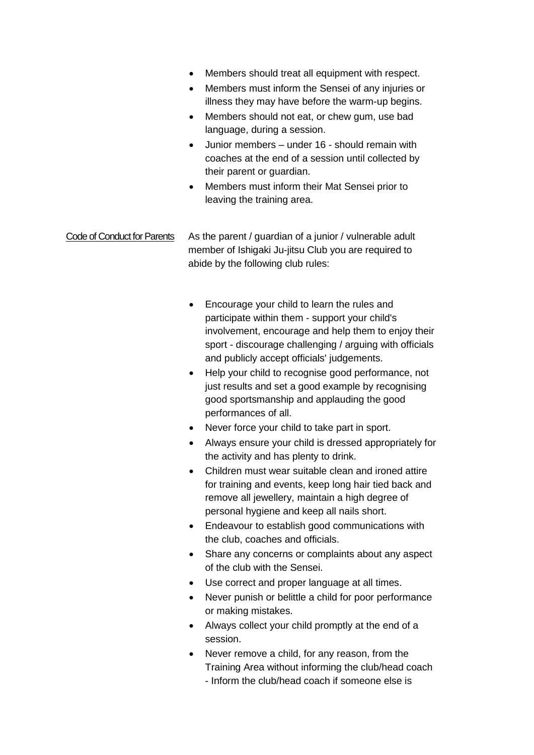- Members should treat all equipment with respect.
- Members must inform the Sensei of any injuries or illness they may have before the warm-up begins.
- Members should not eat, or chew gum, use bad language, during a session.
- Junior members – under 16 - should remain with coaches at the end of a session until collected by their parent or guardian.
- Members must inform their Mat Sensei prior to leaving the training area.

## Code of Conduct for Parents

As the parent / guardian of a junior / vulnerable adult member of Ishigaki Ju-jitsu Club you are required to abide by the following club rules:

- Encourage your child to learn the rules and participate within them - support your child's involvement, encourage and help them to enjoy their sport - discourage challenging / arguing with officials and publicly accept officials' judgements.
- Help your child to recognise good performance, not just results and set a good example by recognising good sportsmanship and applauding the good performances of all.
- Never force your child to take part in sport.
- Always ensure your child is dressed appropriately for the activity and has plenty to drink.
- Children must wear suitable clean and ironed attire for training and events, keep long hair tied back and remove all jewellery, maintain a high degree of personal hygiene and keep all nails short.
- Endeavour to establish good communications with the club, coaches and officials.
- Share any concerns or complaints about any aspect of the club with the Sensei.
- Use correct and proper language at all times.
- Never punish or belittle a child for poor performance or making mistakes.
- Always collect your child promptly at the end of a session.
- Never remove a child, for any reason, from the Training Area without informing the club/head coach - Inform the club/head coach if someone else is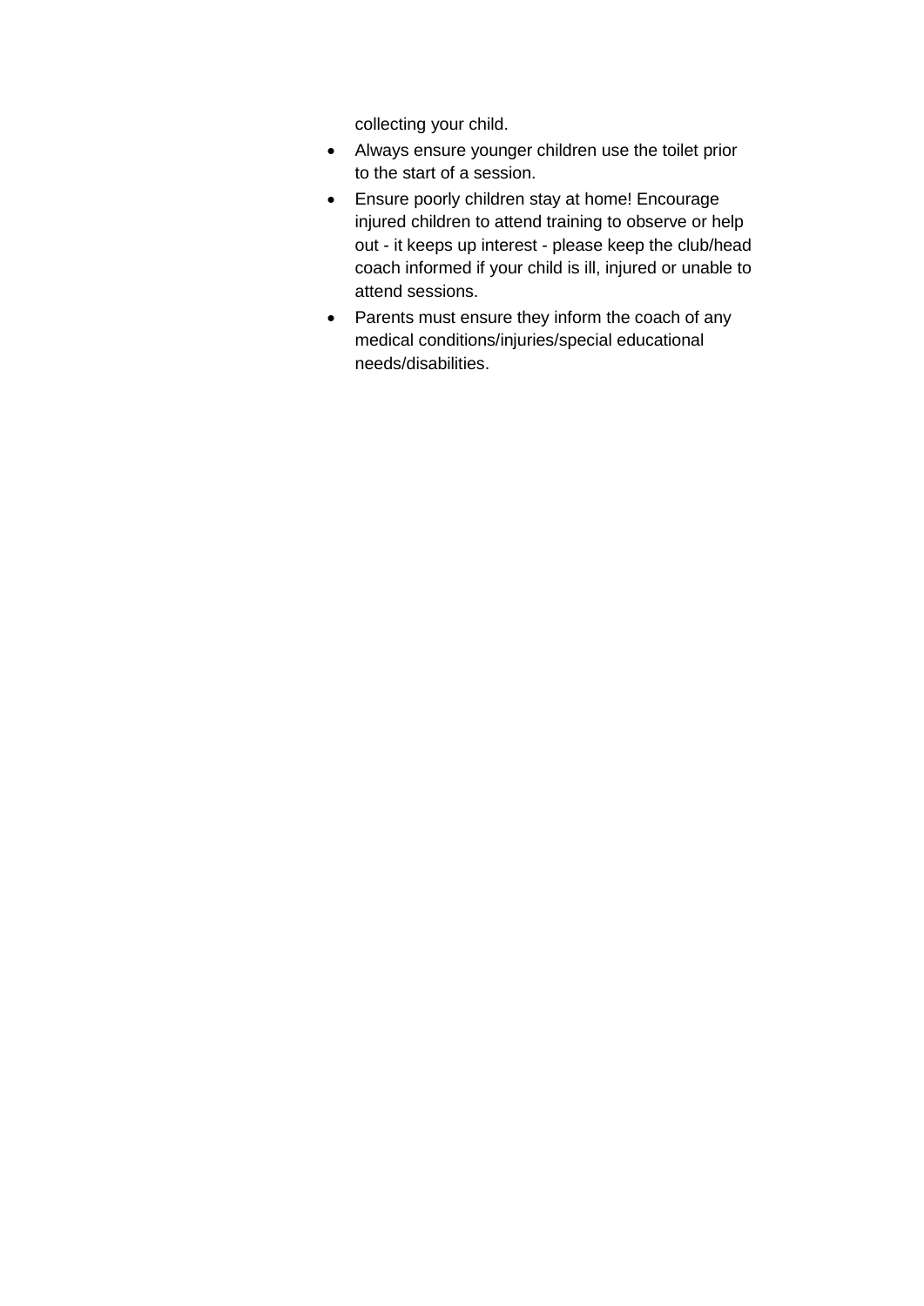collecting your child.

- Always ensure younger children use the toilet prior to the start of a session.
- Ensure poorly children stay at home! Encourage injured children to attend training to observe or help out - it keeps up interest - please keep the club/head coach informed if your child is ill, injured or unable to attend sessions.
- Parents must ensure they inform the coach of any medical conditions/injuries/special educational needs/disabilities.